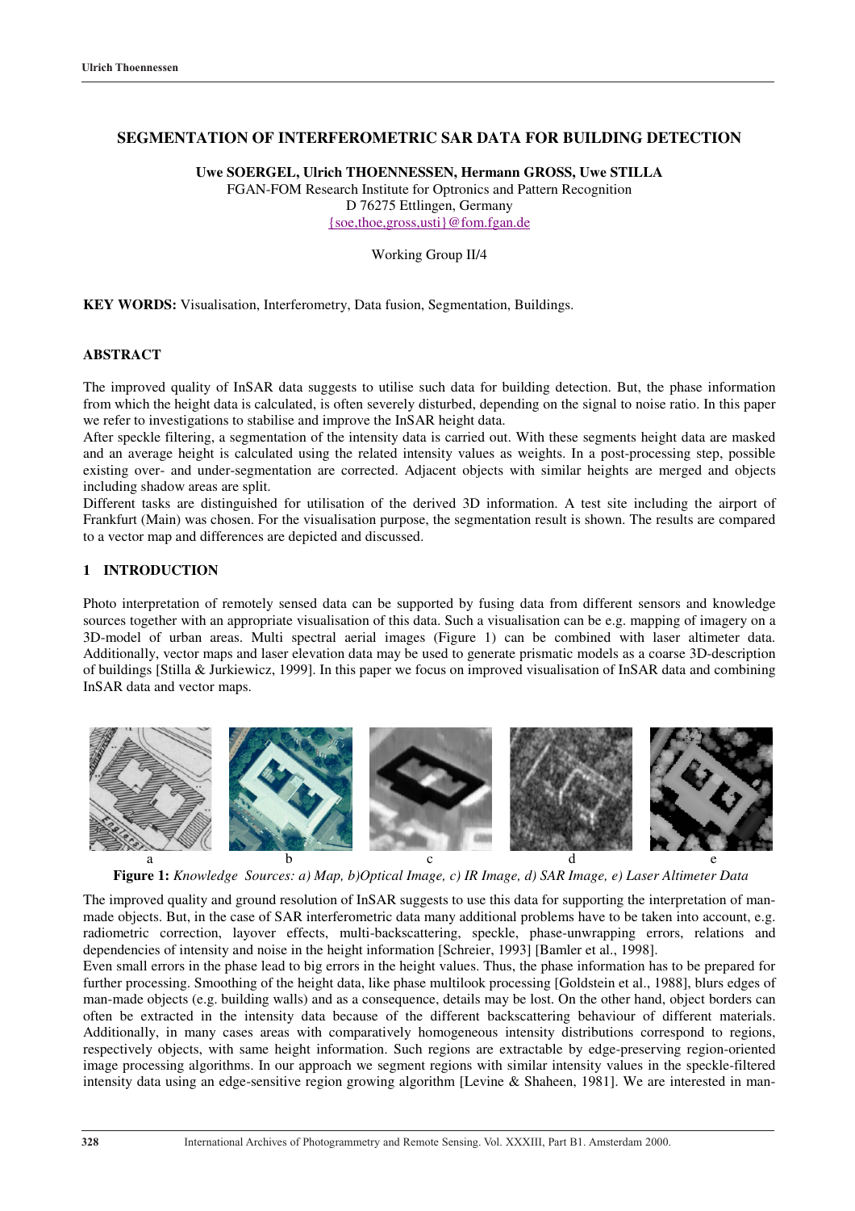# SEGMENTATION OF INTERFEROMETRIC SAR DATA FOR BUILDING DETECTION

**Uwe SOERGEL, Ulrich THOENNESSEN, Hermann GROSS, Uwe STILLA**
FGAN-FOM Research Institute for Optronics and Pattern Recognition
D 76275 Ettlingen, Germany
{soe,thoe,gross,usti}@fom.fgan.de

Working Group II/4

**KEY WORDS:** Visualisation, Interferometry, Data fusion, Segmentation, Buildings.

## ABSTRACT

The improved quality of InSAR data suggests to utilise such data for building detection. But, the phase information from which the height data is calculated, is often severely disturbed, depending on the signal to noise ratio. In this paper we refer to investigations to stabilise and improve the InSAR height data.

After speckle filtering, a segmentation of the intensity data is carried out. With these segments height data are masked and an average height is calculated using the related intensity values as weights. In a post-processing step, possible existing over- and under-segmentation are corrected. Adjacent objects with similar heights are merged and objects including shadow areas are split.

Different tasks are distinguished for utilisation of the derived 3D information. A test site including the airport of Frankfurt (Main) was chosen. For the visualisation purpose, the segmentation result is shown. The results are compared to a vector map and differences are depicted and discussed.

## 1 INTRODUCTION

Photo interpretation of remotely sensed data can be supported by fusing data from different sensors and knowledge sources together with an appropriate visualisation of this data. Such a visualisation can be e.g. mapping of imagery on a 3D-model of urban areas. Multi spectral aerial images (Figure 1) can be combined with laser altimeter data. Additionally, vector maps and laser elevation data may be used to generate prismatic models as a coarse 3D-description of buildings [Stilla & Jurkiewicz, 1999]. In this paper we focus on improved visualisation of InSAR data and combining InSAR data and vector maps.

a b c d e

**Figure 1:** *Knowledge Sources: a) Map, b)Optical Image, c) IR Image, d) SAR Image, e) Laser Altimeter Data*

The improved quality and ground resolution of InSAR suggests to use this data for supporting the interpretation of man-made objects. But, in the case of SAR interferometric data many additional problems have to be taken into account, e.g. radiometric correction, layover effects, multi-backscattering, speckle, phase-unwrapping errors, relations and dependencies of intensity and noise in the height information [Schreier, 1993] [Bamler et al., 1998].

Even small errors in the phase lead to big errors in the height values. Thus, the phase information has to be prepared for further processing. Smoothing of the height data, like phase multilook processing [Goldstein et al., 1988], blurs edges of man-made objects (e.g. building walls) and as a consequence, details may be lost. On the other hand, object borders can often be extracted in the intensity data because of the different backscattering behaviour of different materials. Additionally, in many cases areas with comparatively homogeneous intensity distributions correspond to regions, respectively objects, with same height information. Such regions are extractable by edge-preserving region-oriented image processing algorithms. In our approach we segment regions with similar intensity values in the speckle-filtered intensity data using an edge-sensitive region growing algorithm [Levine & Shaheen, 1981]. We are interested in man-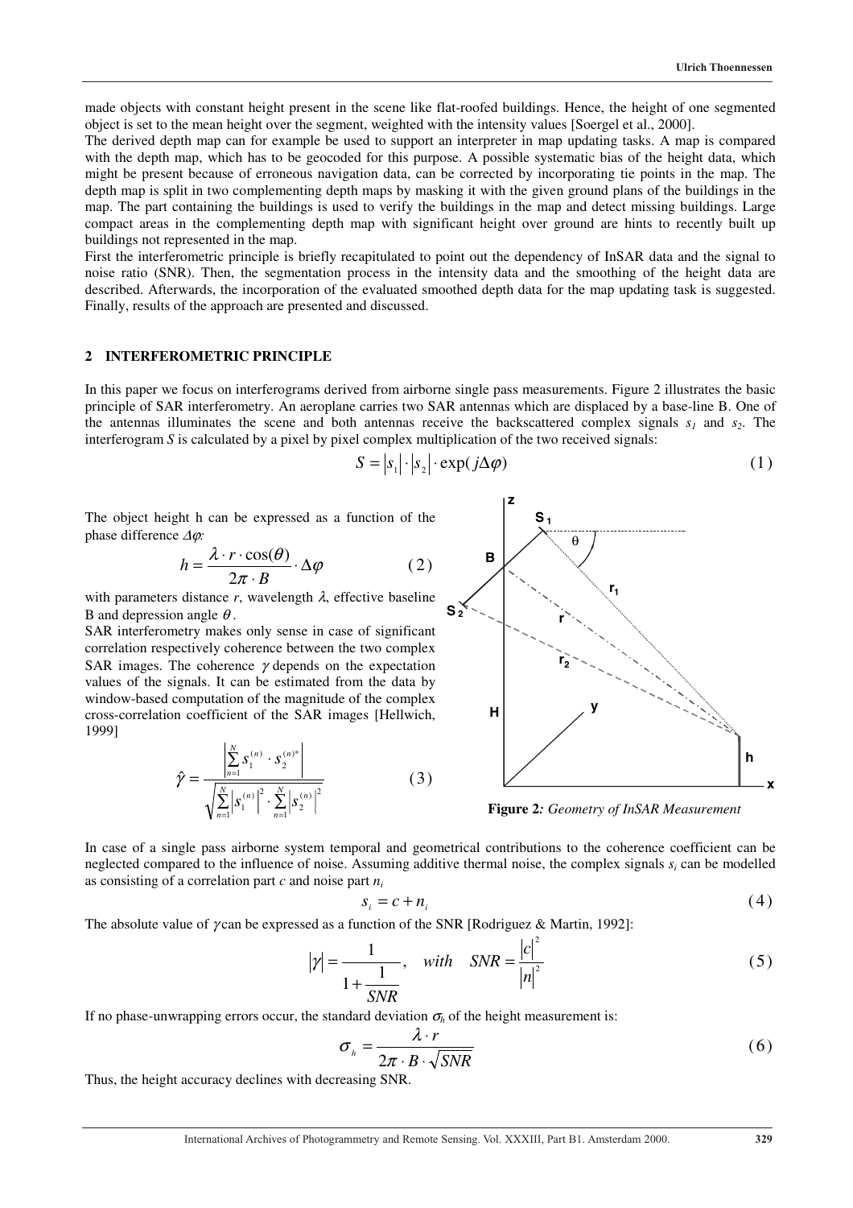made objects with constant height present in the scene like flat-roofed buildings. Hence, the height of one segmented object is set to the mean height over the segment, weighted with the intensity values [Soergel et al., 2000].

The derived depth map can for example be used to support an interpreter in map updating tasks. A map is compared with the depth map, which has to be geocoded for this purpose. A possible systematic bias of the height data, which might be present because of erroneous navigation data, can be corrected by incorporating tie points in the map. The depth map is split in two complementing depth maps by masking it with the given ground plans of the buildings in the map. The part containing the buildings is used to verify the buildings in the map and detect missing buildings. Large compact areas in the complementing depth map with significant height over ground are hints to recently built up buildings not represented in the map.

First the interferometric principle is briefly recapitulated to point out the dependency of InSAR data and the signal to noise ratio (SNR). Then, the segmentation process in the intensity data and the smoothing of the height data are described. Afterwards, the incorporation of the evaluated smoothed depth data for the map updating task is suggested. Finally, results of the approach are presented and discussed.

## 2 INTERFEROMETRIC PRINCIPLE

In this paper we focus on interferograms derived from airborne single pass measurements. Figure 2 illustrates the basic principle of SAR interferometry. An aeroplane carries two SAR antennas which are displaced by a base-line B. One of the antennas illuminates the scene and both antennas receive the backscattered complex signals $s_1$ and $s_2$. The interferogram $S$ is calculated by a pixel by pixel complex multiplication of the two received signals:

$$S = |s_1| \cdot |s_2| \cdot \exp(j\Delta\varphi) \tag{1}$$

The object height h can be expressed as a function of the phase difference $\Delta\varphi$:

$$h = \frac{\lambda \cdot r \cdot \cos(\theta)}{2\pi \cdot B} \cdot \Delta\varphi \tag{2}$$

with parameters distance $r$, wavelength $\lambda$, effective baseline B and depression angle $\theta$.

SAR interferometry makes only sense in case of significant correlation respectively coherence between the two complex SAR images. The coherence $\gamma$ depends on the expectation values of the signals. It can be estimated from the data by window-based computation of the magnitude of the complex cross-correlation coefficient of the SAR images [Hellwich, 1999]

$$\hat{\gamma} = \frac{\left|\sum_{n=1}^{N} s_1^{(n)} \cdot s_2^{(n)*}\right|}{\sqrt{\sum_{n=1}^{N} \left|s_1^{(n)}\right|^2 \cdot \sum_{n=1}^{N} \left|s_2^{(n)}\right|^2}} \tag{3}$$

**Figure 2***: Geometry of InSAR Measurement*

In case of a single pass airborne system temporal and geometrical contributions to the coherence coefficient can be neglected compared to the influence of noise. Assuming additive thermal noise, the complex signals $s_i$ can be modelled as consisting of a correlation part $c$ and noise part $n_i$

$$s_i = c + n_i \tag{4}$$

The absolute value of $\gamma$ can be expressed as a function of the SNR [Rodriguez & Martin, 1992]:

$$|\gamma| = \frac{1}{1 + \frac{1}{SNR}}, \quad with \quad SNR = \frac{|c|^2}{|n|^2} \tag{5}$$

If no phase-unwrapping errors occur, the standard deviation $\sigma_h$ of the height measurement is:

$$\sigma_h = \frac{\lambda \cdot r}{2\pi \cdot B \cdot \sqrt{SNR}} \tag{6}$$

Thus, the height accuracy declines with decreasing SNR.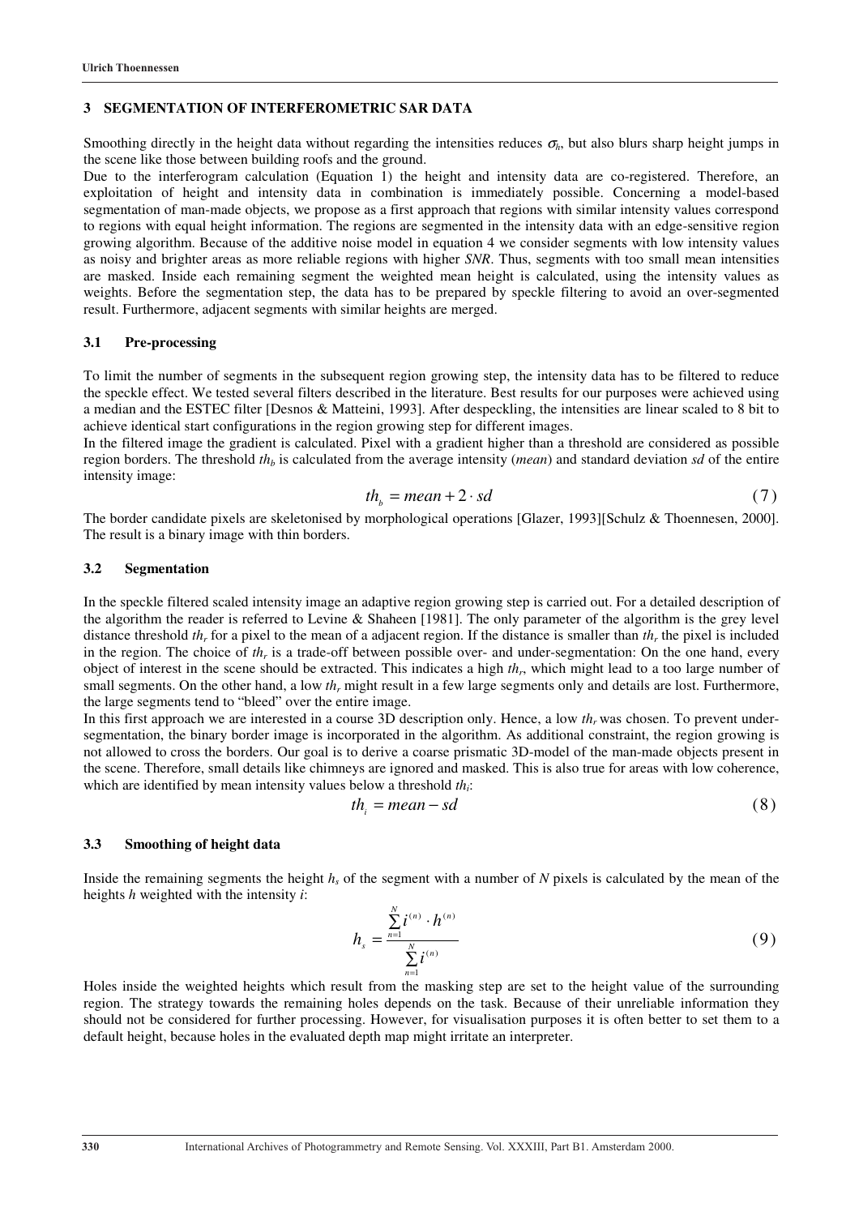## 3 SEGMENTATION OF INTERFEROMETRIC SAR DATA

Smoothing directly in the height data without regarding the intensities reduces $\sigma_h$, but also blurs sharp height jumps in the scene like those between building roofs and the ground.

Due to the interferogram calculation (Equation 1) the height and intensity data are co-registered. Therefore, an exploitation of height and intensity data in combination is immediately possible. Concerning a model-based segmentation of man-made objects, we propose as a first approach that regions with similar intensity values correspond to regions with equal height information. The regions are segmented in the intensity data with an edge-sensitive region growing algorithm. Because of the additive noise model in equation 4 we consider segments with low intensity values as noisy and brighter areas as more reliable regions with higher *SNR*. Thus, segments with too small mean intensities are masked. Inside each remaining segment the weighted mean height is calculated, using the intensity values as weights. Before the segmentation step, the data has to be prepared by speckle filtering to avoid an over-segmented result. Furthermore, adjacent segments with similar heights are merged.

### 3.1 Pre-processing

To limit the number of segments in the subsequent region growing step, the intensity data has to be filtered to reduce the speckle effect. We tested several filters described in the literature. Best results for our purposes were achieved using a median and the ESTEC filter [Desnos & Matteini, 1993]. After despeckling, the intensities are linear scaled to 8 bit to achieve identical start configurations in the region growing step for different images.

In the filtered image the gradient is calculated. Pixel with a gradient higher than a threshold are considered as possible region borders. The threshold $th_b$ is calculated from the average intensity (*mean*) and standard deviation *sd* of the entire intensity image:

$$th_b = mean + 2 \cdot sd \tag{7}$$

The border candidate pixels are skeletonised by morphological operations [Glazer, 1993][Schulz & Thoennesen, 2000]. The result is a binary image with thin borders.

### 3.2 Segmentation

In the speckle filtered scaled intensity image an adaptive region growing step is carried out. For a detailed description of the algorithm the reader is referred to Levine & Shaheen [1981]. The only parameter of the algorithm is the grey level distance threshold $th_r$ for a pixel to the mean of a adjacent region. If the distance is smaller than $th_r$ the pixel is included in the region. The choice of $th_r$ is a trade-off between possible over- and under-segmentation: On the one hand, every object of interest in the scene should be extracted. This indicates a high $th_r$, which might lead to a too large number of small segments. On the other hand, a low $th_r$ might result in a few large segments only and details are lost. Furthermore, the large segments tend to "bleed" over the entire image.

In this first approach we are interested in a course 3D description only. Hence, a low $th_r$ was chosen. To prevent under-segmentation, the binary border image is incorporated in the algorithm. As additional constraint, the region growing is not allowed to cross the borders. Our goal is to derive a coarse prismatic 3D-model of the man-made objects present in the scene. Therefore, small details like chimneys are ignored and masked. This is also true for areas with low coherence, which are identified by mean intensity values below a threshold $th_i$:

$$th_i = mean - sd \tag{8}$$

### 3.3 Smoothing of height data

Inside the remaining segments the height $h_s$ of the segment with a number of $N$ pixels is calculated by the mean of the heights $h$ weighted with the intensity $i$:

$$h_s = \frac{\sum_{n=1}^{N} i^{(n)} \cdot h^{(n)}}{\sum_{n=1}^{N} i^{(n)}} \tag{9}$$

Holes inside the weighted heights which result from the masking step are set to the height value of the surrounding region. The strategy towards the remaining holes depends on the task. Because of their unreliable information they should not be considered for further processing. However, for visualisation purposes it is often better to set them to a default height, because holes in the evaluated depth map might irritate an interpreter.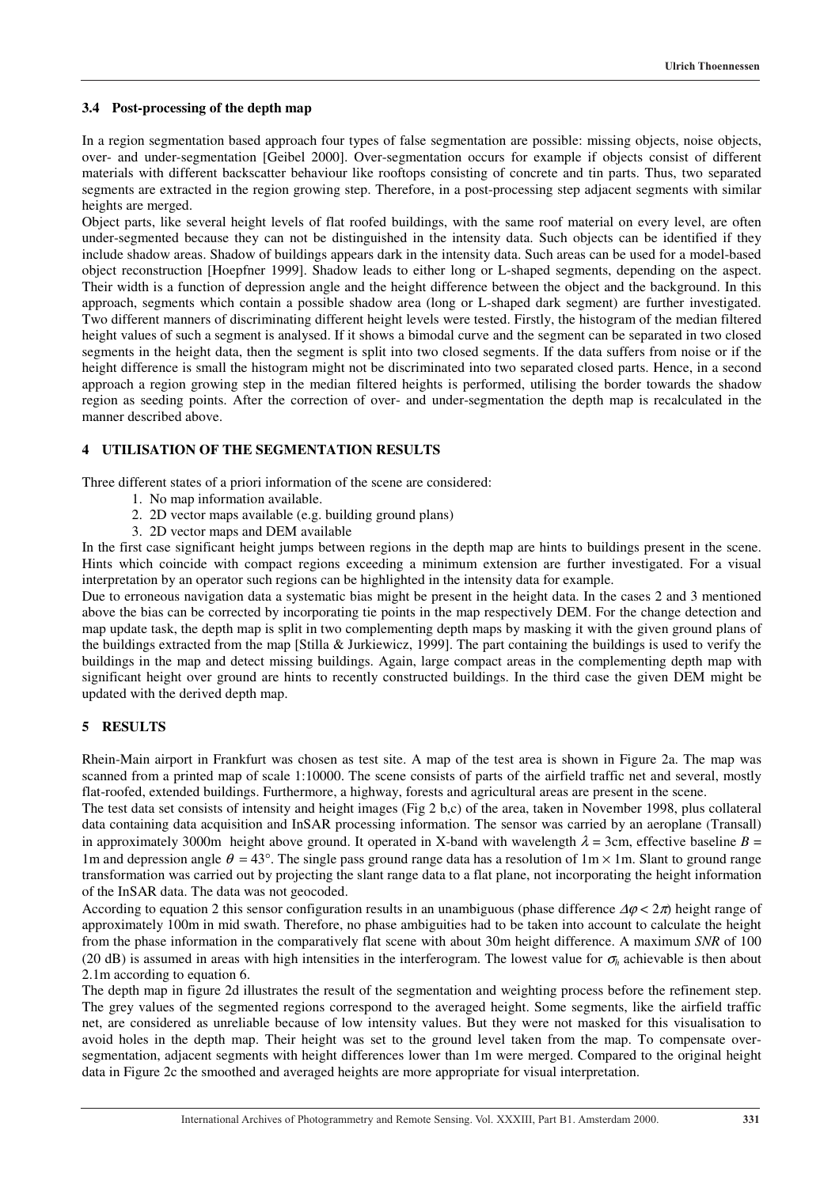### 3.4 Post-processing of the depth map

In a region segmentation based approach four types of false segmentation are possible: missing objects, noise objects, over- and under-segmentation [Geibel 2000]. Over-segmentation occurs for example if objects consist of different materials with different backscatter behaviour like rooftops consisting of concrete and tin parts. Thus, two separated segments are extracted in the region growing step. Therefore, in a post-processing step adjacent segments with similar heights are merged.

Object parts, like several height levels of flat roofed buildings, with the same roof material on every level, are often under-segmented because they can not be distinguished in the intensity data. Such objects can be identified if they include shadow areas. Shadow of buildings appears dark in the intensity data. Such areas can be used for a model-based object reconstruction [Hoepfner 1999]. Shadow leads to either long or L-shaped segments, depending on the aspect. Their width is a function of depression angle and the height difference between the object and the background. In this approach, segments which contain a possible shadow area (long or L-shaped dark segment) are further investigated. Two different manners of discriminating different height levels were tested. Firstly, the histogram of the median filtered height values of such a segment is analysed. If it shows a bimodal curve and the segment can be separated in two closed segments in the height data, then the segment is split into two closed segments. If the data suffers from noise or if the height difference is small the histogram might not be discriminated into two separated closed parts. Hence, in a second approach a region growing step in the median filtered heights is performed, utilising the border towards the shadow region as seeding points. After the correction of over- and under-segmentation the depth map is recalculated in the manner described above.

## 4 UTILISATION OF THE SEGMENTATION RESULTS

Three different states of a priori information of the scene are considered:

1. No map information available.
2. 2D vector maps available (e.g. building ground plans)
3. 2D vector maps and DEM available

In the first case significant height jumps between regions in the depth map are hints to buildings present in the scene. Hints which coincide with compact regions exceeding a minimum extension are further investigated. For a visual interpretation by an operator such regions can be highlighted in the intensity data for example.

Due to erroneous navigation data a systematic bias might be present in the height data. In the cases 2 and 3 mentioned above the bias can be corrected by incorporating tie points in the map respectively DEM. For the change detection and map update task, the depth map is split in two complementing depth maps by masking it with the given ground plans of the buildings extracted from the map [Stilla & Jurkiewicz, 1999]. The part containing the buildings is used to verify the buildings in the map and detect missing buildings. Again, large compact areas in the complementing depth map with significant height over ground are hints to recently constructed buildings. In the third case the given DEM might be updated with the derived depth map.

## 5 RESULTS

Rhein-Main airport in Frankfurt was chosen as test site. A map of the test area is shown in Figure 2a. The map was scanned from a printed map of scale 1:10000. The scene consists of parts of the airfield traffic net and several, mostly flat-roofed, extended buildings. Furthermore, a highway, forests and agricultural areas are present in the scene.

The test data set consists of intensity and height images (Fig 2 b,c) of the area, taken in November 1998, plus collateral data containing data acquisition and InSAR processing information. The sensor was carried by an aeroplane (Transall) in approximately 3000m height above ground. It operated in X-band with wavelength $\lambda$ = 3cm, effective baseline $B$ = 1m and depression angle $\theta$ = 43°. The single pass ground range data has a resolution of 1m × 1m. Slant to ground range transformation was carried out by projecting the slant range data to a flat plane, not incorporating the height information of the InSAR data. The data was not geocoded.

According to equation 2 this sensor configuration results in an unambiguous (phase difference $\Delta\varphi < 2\pi$) height range of approximately 100m in mid swath. Therefore, no phase ambiguities had to be taken into account to calculate the height from the phase information in the comparatively flat scene with about 30m height difference. A maximum *SNR* of 100 (20 dB) is assumed in areas with high intensities in the interferogram. The lowest value for $\sigma_h$ achievable is then about 2.1m according to equation 6.

The depth map in figure 2d illustrates the result of the segmentation and weighting process before the refinement step. The grey values of the segmented regions correspond to the averaged height. Some segments, like the airfield traffic net, are considered as unreliable because of low intensity values. But they were not masked for this visualisation to avoid holes in the depth map. Their height was set to the ground level taken from the map. To compensate over-segmentation, adjacent segments with height differences lower than 1m were merged. Compared to the original height data in Figure 2c the smoothed and averaged heights are more appropriate for visual interpretation.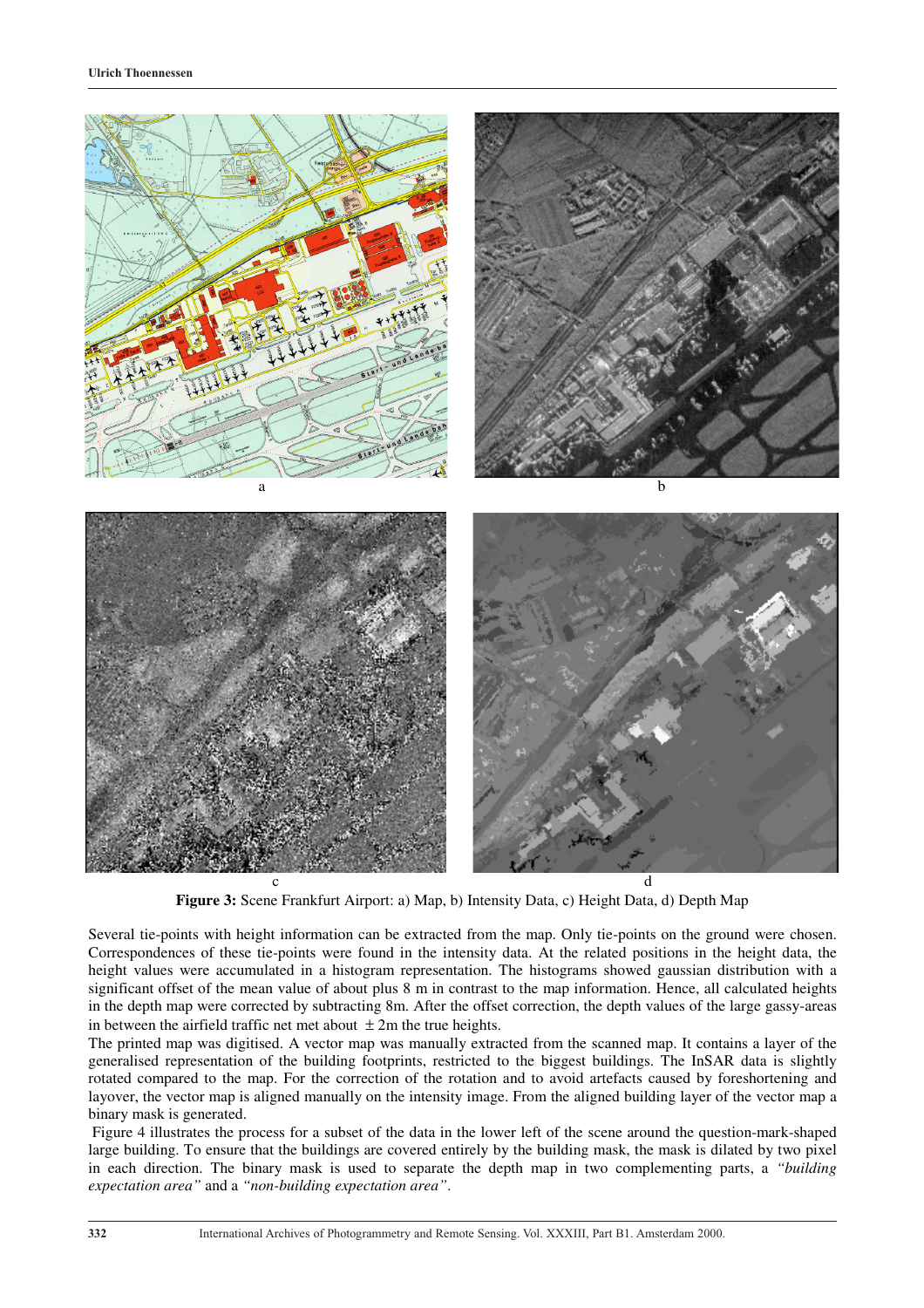a b

c d

**Figure 3:** Scene Frankfurt Airport: a) Map, b) Intensity Data, c) Height Data, d) Depth Map

Several tie-points with height information can be extracted from the map. Only tie-points on the ground were chosen. Correspondences of these tie-points were found in the intensity data. At the related positions in the height data, the height values were accumulated in a histogram representation. The histograms showed gaussian distribution with a significant offset of the mean value of about plus 8 m in contrast to the map information. Hence, all calculated heights in the depth map were corrected by subtracting 8m. After the offset correction, the depth values of the large gassy-areas in between the airfield traffic net met about $\pm$ 2m the true heights.

The printed map was digitised. A vector map was manually extracted from the scanned map. It contains a layer of the generalised representation of the building footprints, restricted to the biggest buildings. The InSAR data is slightly rotated compared to the map. For the correction of the rotation and to avoid artefacts caused by foreshortening and layover, the vector map is aligned manually on the intensity image. From the aligned building layer of the vector map a binary mask is generated.

Figure 4 illustrates the process for a subset of the data in the lower left of the scene around the question-mark-shaped large building. To ensure that the buildings are covered entirely by the building mask, the mask is dilated by two pixel in each direction. The binary mask is used to separate the depth map in two complementing parts, a *"building expectation area"* and a *"non-building expectation area"*.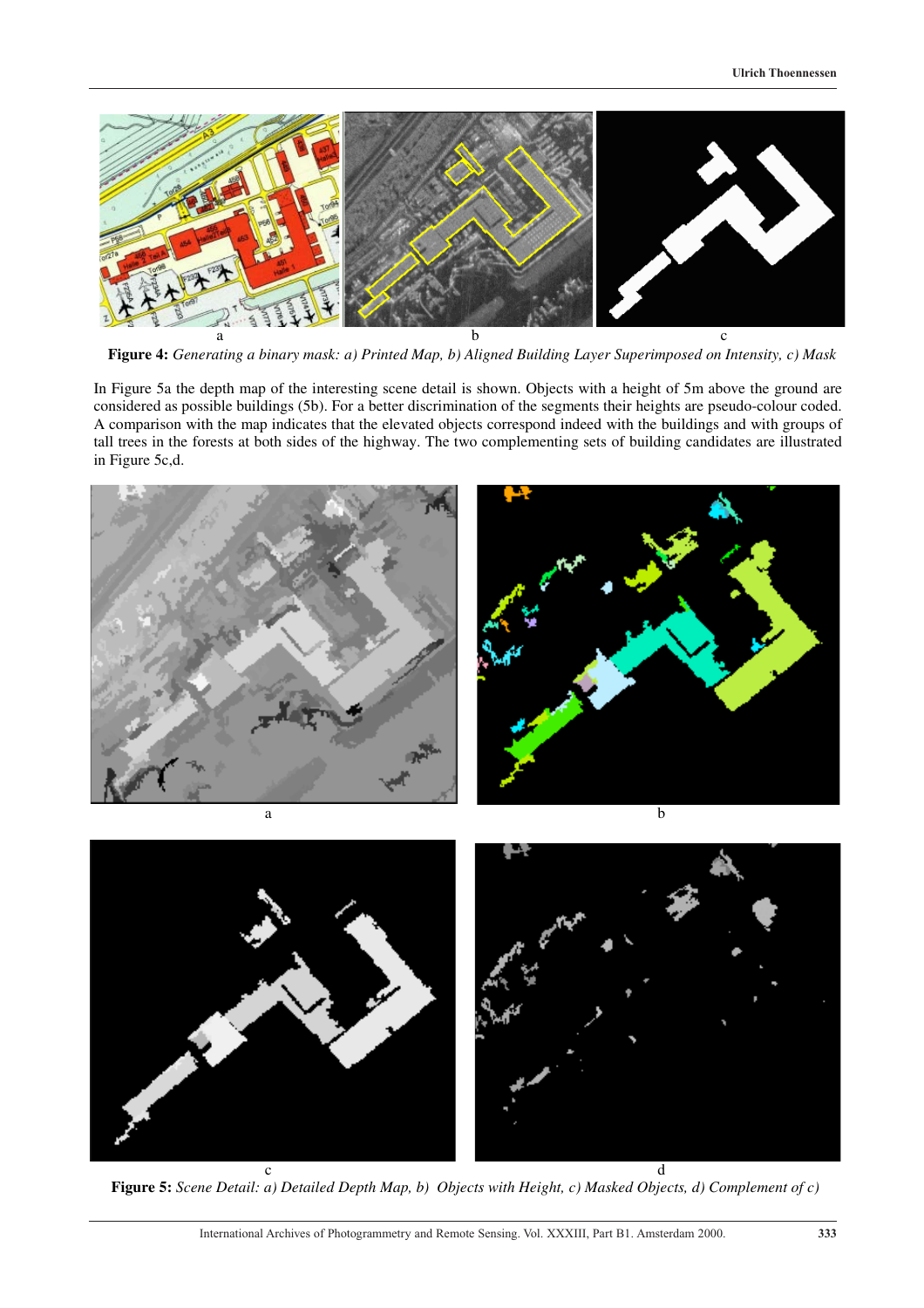**Figure 4:** *Generating a binary mask: a) Printed Map, b) Aligned Building Layer Superimposed on Intensity, c) Mask*

In Figure 5a the depth map of the interesting scene detail is shown. Objects with a height of 5m above the ground are considered as possible buildings (5b). For a better discrimination of the segments their heights are pseudo-colour coded. A comparison with the map indicates that the elevated objects correspond indeed with the buildings and with groups of tall trees in the forests at both sides of the highway. The two complementing sets of building candidates are illustrated in Figure 5c,d.

**Figure 5:** *Scene Detail: a) Detailed Depth Map, b) Objects with Height, c) Masked Objects, d) Complement of c)*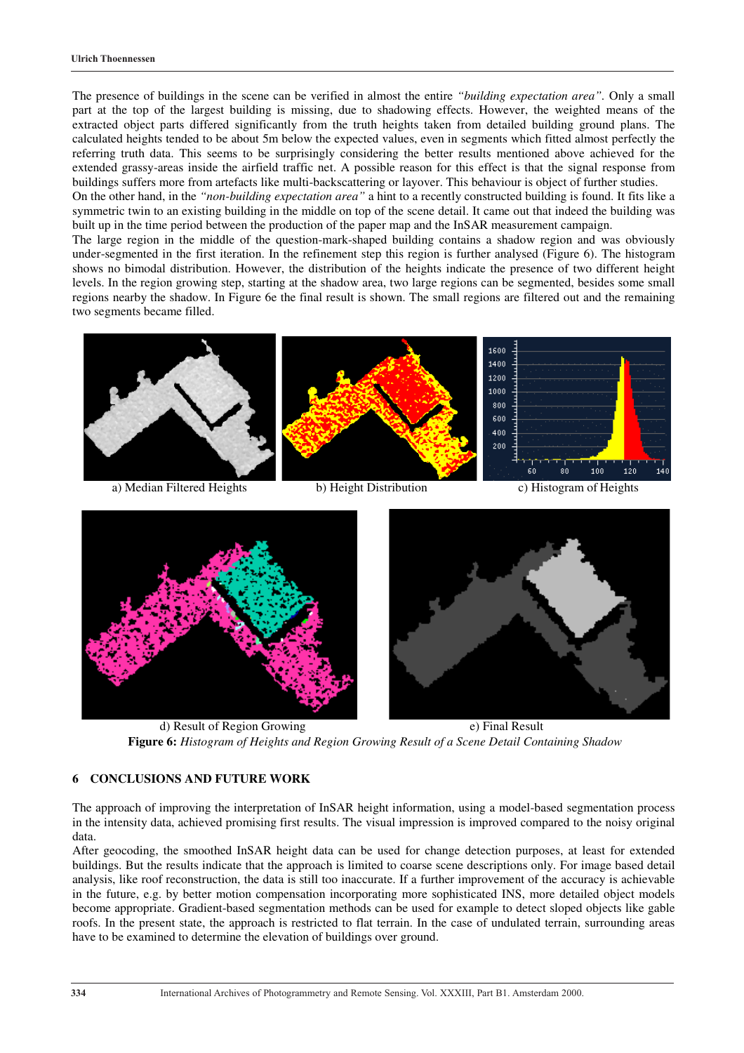The presence of buildings in the scene can be verified in almost the entire *"building expectation area"*. Only a small part at the top of the largest building is missing, due to shadowing effects. However, the weighted means of the extracted object parts differed significantly from the truth heights taken from detailed building ground plans. The calculated heights tended to be about 5m below the expected values, even in segments which fitted almost perfectly the referring truth data. This seems to be surprisingly considering the better results mentioned above achieved for the extended grassy-areas inside the airfield traffic net. A possible reason for this effect is that the signal response from buildings suffers more from artefacts like multi-backscattering or layover. This behaviour is object of further studies.
On the other hand, in the *"non-building expectation area"* a hint to a recently constructed building is found. It fits like a symmetric twin to an existing building in the middle on top of the scene detail. It came out that indeed the building was built up in the time period between the production of the paper map and the InSAR measurement campaign.
The large region in the middle of the question-mark-shaped building contains a shadow region and was obviously under-segmented in the first iteration. In the refinement step this region is further analysed (Figure 6). The histogram shows no bimodal distribution. However, the distribution of the heights indicate the presence of two different height levels. In the region growing step, starting at the shadow area, two large regions can be segmented, besides some small regions nearby the shadow. In Figure 6e the final result is shown. The small regions are filtered out and the remaining two segments became filled.

a) Median Filtered Heights b) Height Distribution c) Histogram of Heights

d) Result of Region Growing e) Final Result

**Figure 6:** *Histogram of Heights and Region Growing Result of a Scene Detail Containing Shadow*

## 6 CONCLUSIONS AND FUTURE WORK

The approach of improving the interpretation of InSAR height information, using a model-based segmentation process in the intensity data, achieved promising first results. The visual impression is improved compared to the noisy original data.
After geocoding, the smoothed InSAR height data can be used for change detection purposes, at least for extended buildings. But the results indicate that the approach is limited to coarse scene descriptions only. For image based detail analysis, like roof reconstruction, the data is still too inaccurate. If a further improvement of the accuracy is achievable in the future, e.g. by better motion compensation incorporating more sophisticated INS, more detailed object models become appropriate. Gradient-based segmentation methods can be used for example to detect sloped objects like gable roofs. In the present state, the approach is restricted to flat terrain. In the case of undulated terrain, surrounding areas have to be examined to determine the elevation of buildings over ground.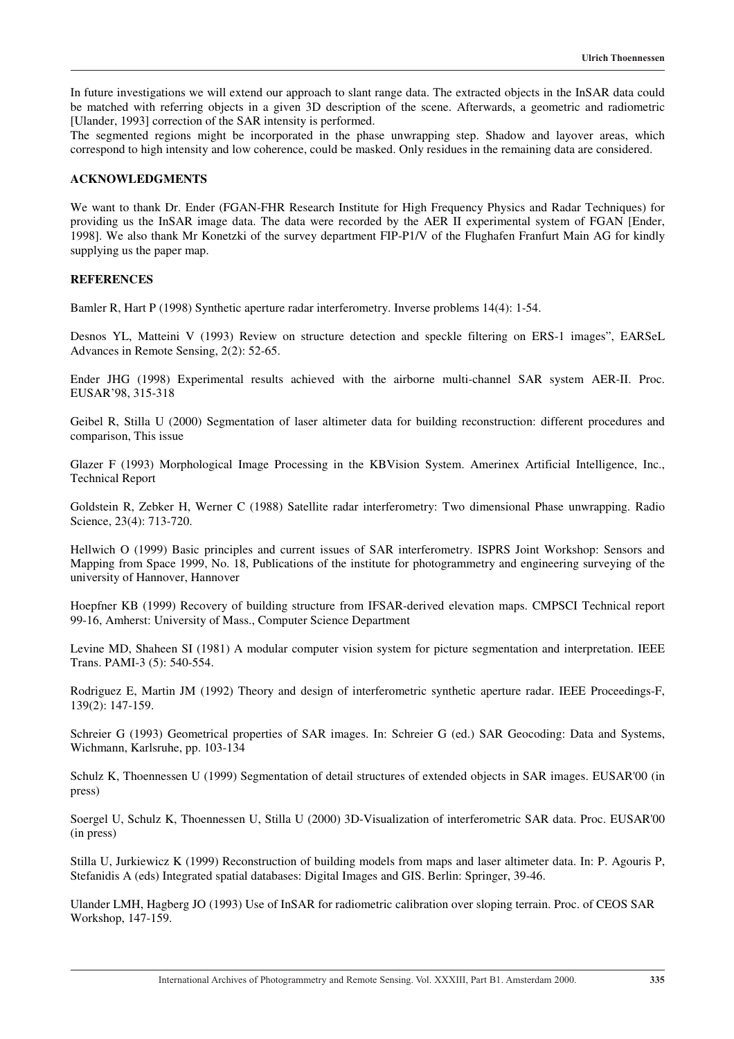In future investigations we will extend our approach to slant range data. The extracted objects in the InSAR data could be matched with referring objects in a given 3D description of the scene. Afterwards, a geometric and radiometric [Ulander, 1993] correction of the SAR intensity is performed.

The segmented regions might be incorporated in the phase unwrapping step. Shadow and layover areas, which correspond to high intensity and low coherence, could be masked. Only residues in the remaining data are considered.

## ACKNOWLEDGMENTS

We want to thank Dr. Ender (FGAN-FHR Research Institute for High Frequency Physics and Radar Techniques) for providing us the InSAR image data. The data were recorded by the AER II experimental system of FGAN [Ender, 1998]. We also thank Mr Konetzki of the survey department FIP-P1/V of the Flughafen Franfurt Main AG for kindly supplying us the paper map.

## REFERENCES

Bamler R, Hart P (1998) Synthetic aperture radar interferometry. Inverse problems 14(4): 1-54.

Desnos YL, Matteini V (1993) Review on structure detection and speckle filtering on ERS-1 images", EARSeL Advances in Remote Sensing, 2(2): 52-65.

Ender JHG (1998) Experimental results achieved with the airborne multi-channel SAR system AER-II. Proc. EUSAR'98, 315-318

Geibel R, Stilla U (2000) Segmentation of laser altimeter data for building reconstruction: different procedures and comparison, This issue

Glazer F (1993) Morphological Image Processing in the KBVision System. Amerinex Artificial Intelligence, Inc., Technical Report

Goldstein R, Zebker H, Werner C (1988) Satellite radar interferometry: Two dimensional Phase unwrapping. Radio Science, 23(4): 713-720.

Hellwich O (1999) Basic principles and current issues of SAR interferometry. ISPRS Joint Workshop: Sensors and Mapping from Space 1999, No. 18, Publications of the institute for photogrammetry and engineering surveying of the university of Hannover, Hannover

Hoepfner KB (1999) Recovery of building structure from IFSAR-derived elevation maps. CMPSCI Technical report 99-16, Amherst: University of Mass., Computer Science Department

Levine MD, Shaheen SI (1981) A modular computer vision system for picture segmentation and interpretation. IEEE Trans. PAMI-3 (5): 540-554.

Rodriguez E, Martin JM (1992) Theory and design of interferometric synthetic aperture radar. IEEE Proceedings-F, 139(2): 147-159.

Schreier G (1993) Geometrical properties of SAR images. In: Schreier G (ed.) SAR Geocoding: Data and Systems, Wichmann, Karlsruhe, pp. 103-134

Schulz K, Thoennessen U (1999) Segmentation of detail structures of extended objects in SAR images. EUSAR'00 (in press)

Soergel U, Schulz K, Thoennessen U, Stilla U (2000) 3D-Visualization of interferometric SAR data. Proc. EUSAR'00 (in press)

Stilla U, Jurkiewicz K (1999) Reconstruction of building models from maps and laser altimeter data. In: P. Agouris P, Stefanidis A (eds) Integrated spatial databases: Digital Images and GIS. Berlin: Springer, 39-46.

Ulander LMH, Hagberg JO (1993) Use of InSAR for radiometric calibration over sloping terrain. Proc. of CEOS SAR Workshop, 147-159.